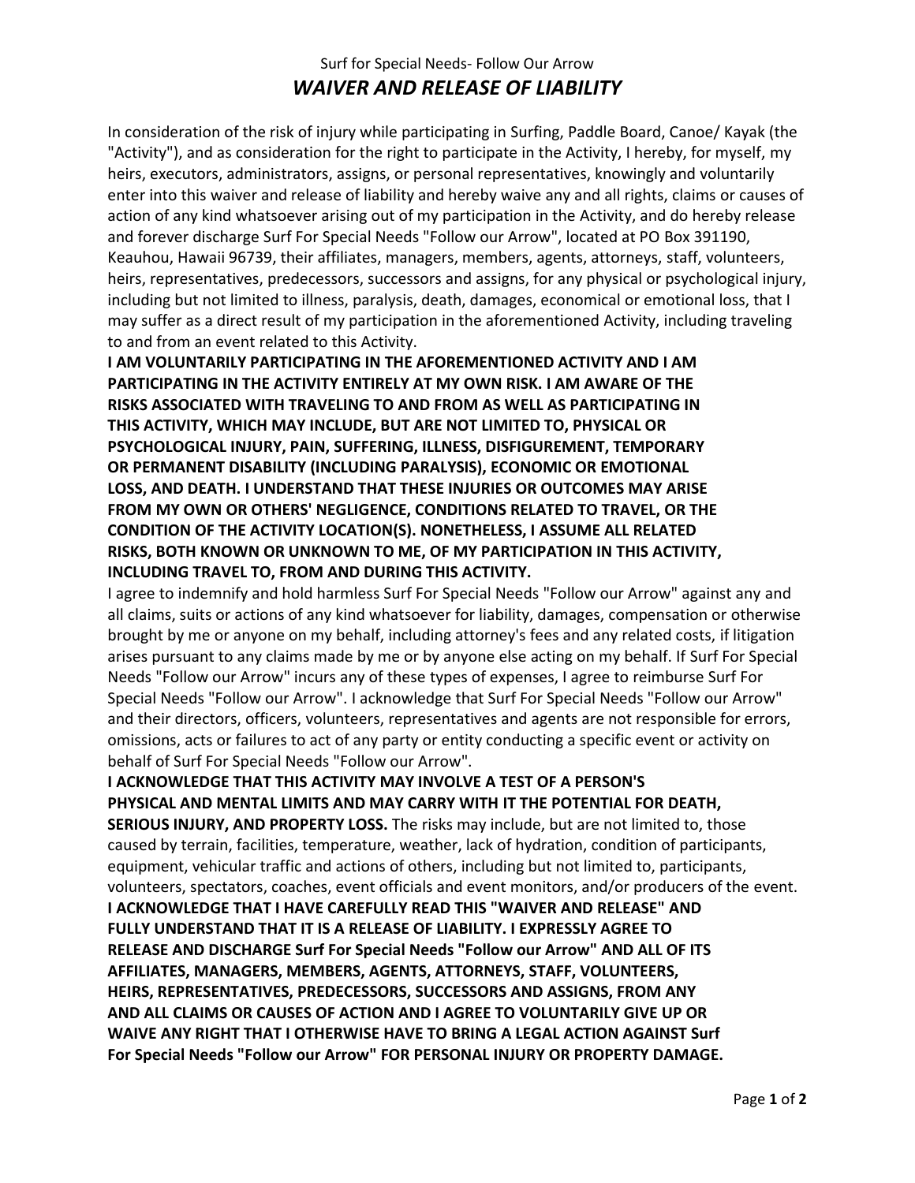Surf for Special Needs- Follow Our Arrow

# *WAIVER AND RELEASE OF LIABILITY*

In consideration of the risk of injury while participating in Surfing, Paddle Board, Canoe/ Kayak (the "Activity"), and as consideration for the right to participate in the Activity, I hereby, for myself, my heirs, executors, administrators, assigns, or personal representatives, knowingly and voluntarily enter into this waiver and release of liability and hereby waive any and all rights, claims or causes of action of any kind whatsoever arising out of my participation in the Activity, and do hereby release and forever discharge Surf For Special Needs "Follow our Arrow", located at PO Box 391190, Keauhou, Hawaii 96739, their affiliates, managers, members, agents, attorneys, staff, volunteers, heirs, representatives, predecessors, successors and assigns, for any physical or psychological injury, including but not limited to illness, paralysis, death, damages, economical or emotional loss, that I may suffer as a direct result of my participation in the aforementioned Activity, including traveling to and from an event related to this Activity.

**I AM VOLUNTARILY PARTICIPATING IN THE AFOREMENTIONED ACTIVITY AND I AM PARTICIPATING IN THE ACTIVITY ENTIRELY AT MY OWN RISK. I AM AWARE OF THE RISKS ASSOCIATED WITH TRAVELING TO AND FROM AS WELL AS PARTICIPATING IN THIS ACTIVITY, WHICH MAY INCLUDE, BUT ARE NOT LIMITED TO, PHYSICAL OR PSYCHOLOGICAL INJURY, PAIN, SUFFERING, ILLNESS, DISFIGUREMENT, TEMPORARY OR PERMANENT DISABILITY (INCLUDING PARALYSIS), ECONOMIC OR EMOTIONAL LOSS, AND DEATH. I UNDERSTAND THAT THESE INJURIES OR OUTCOMES MAY ARISE FROM MY OWN OR OTHERS' NEGLIGENCE, CONDITIONS RELATED TO TRAVEL, OR THE CONDITION OF THE ACTIVITY LOCATION(S). NONETHELESS, I ASSUME ALL RELATED RISKS, BOTH KNOWN OR UNKNOWN TO ME, OF MY PARTICIPATION IN THIS ACTIVITY, INCLUDING TRAVEL TO, FROM AND DURING THIS ACTIVITY.**

I agree to indemnify and hold harmless Surf For Special Needs "Follow our Arrow" against any and all claims, suits or actions of any kind whatsoever for liability, damages, compensation or otherwise brought by me or anyone on my behalf, including attorney's fees and any related costs, if litigation arises pursuant to any claims made by me or by anyone else acting on my behalf. If Surf For Special Needs "Follow our Arrow" incurs any of these types of expenses, I agree to reimburse Surf For Special Needs "Follow our Arrow". I acknowledge that Surf For Special Needs "Follow our Arrow" and their directors, officers, volunteers, representatives and agents are not responsible for errors, omissions, acts or failures to act of any party or entity conducting a specific event or activity on behalf of Surf For Special Needs "Follow our Arrow".

**I ACKNOWLEDGE THAT THIS ACTIVITY MAY INVOLVE A TEST OF A PERSON'S PHYSICAL AND MENTAL LIMITS AND MAY CARRY WITH IT THE POTENTIAL FOR DEATH, SERIOUS INJURY, AND PROPERTY LOSS.** The risks may include, but are not limited to, those caused by terrain, facilities, temperature, weather, lack of hydration, condition of participants, equipment, vehicular traffic and actions of others, including but not limited to, participants, volunteers, spectators, coaches, event officials and event monitors, and/or producers of the event.

**I ACKNOWLEDGE THAT I HAVE CAREFULLY READ THIS "WAIVER AND RELEASE" AND FULLY UNDERSTAND THAT IT IS A RELEASE OF LIABILITY. I EXPRESSLY AGREE TO RELEASE AND DISCHARGE Surf For Special Needs "Follow our Arrow" AND ALL OF ITS AFFILIATES, MANAGERS, MEMBERS, AGENTS, ATTORNEYS, STAFF, VOLUNTEERS, HEIRS, REPRESENTATIVES, PREDECESSORS, SUCCESSORS AND ASSIGNS, FROM ANY AND ALL CLAIMS OR CAUSES OF ACTION AND I AGREE TO VOLUNTARILY GIVE UP OR WAIVE ANY RIGHT THAT I OTHERWISE HAVE TO BRING A LEGAL ACTION AGAINST Surf For Special Needs "Follow our Arrow" FOR PERSONAL INJURY OR PROPERTY DAMAGE.**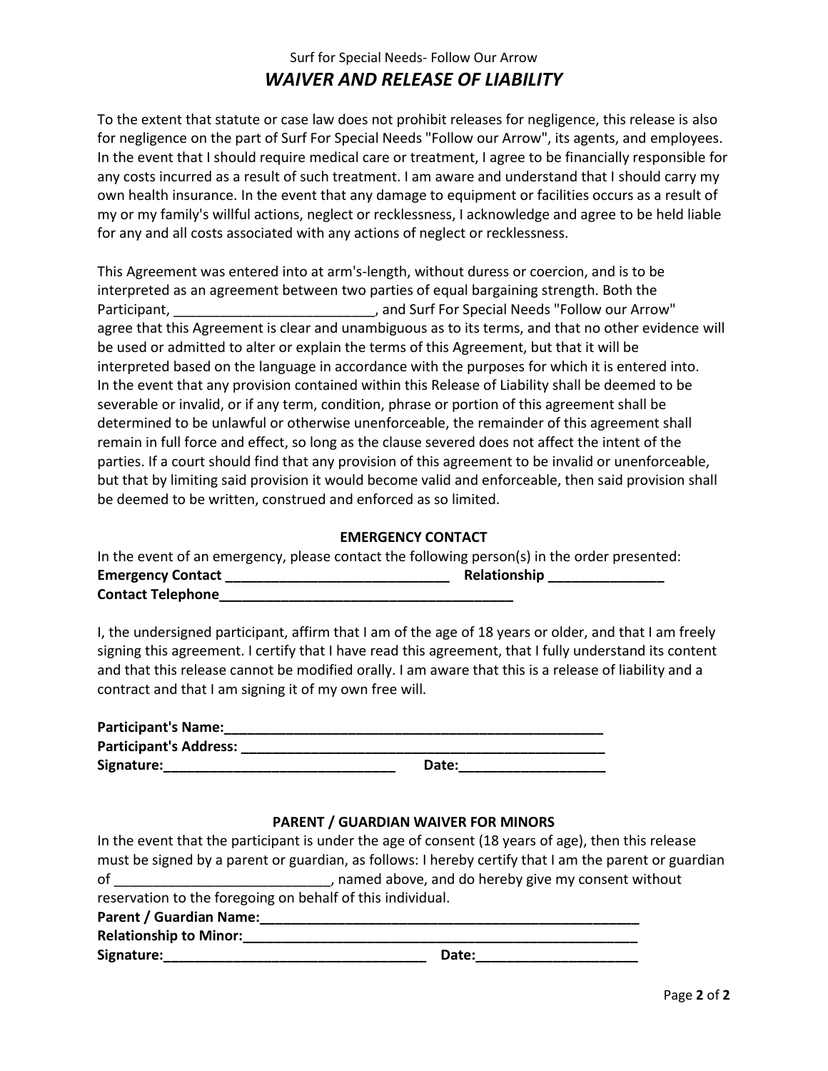Surf for Special Needs- Follow Our Arrow

## *WAIVER AND RELEASE OF LIABILITY*

To the extent that statute or case law does not prohibit releases for negligence, this release is also for negligence on the part of Surf For Special Needs "Follow our Arrow", its agents, and employees. In the event that I should require medical care or treatment, I agree to be financially responsible for any costs incurred as a result of such treatment. I am aware and understand that I should carry my own health insurance. In the event that any damage to equipment or facilities occurs as a result of my or my family's willful actions, neglect or recklessness, I acknowledge and agree to be held liable for any and all costs associated with any actions of neglect or recklessness.

This Agreement was entered into at arm's-length, without duress or coercion, and is to be interpreted as an agreement between two parties of equal bargaining strength. Both the Participant, _________________________, and Surf For Special Needs "Follow our Arrow" agree that this Agreement is clear and unambiguous as to its terms, and that no other evidence will be used or admitted to alter or explain the terms of this Agreement, but that it will be interpreted based on the language in accordance with the purposes for which it is entered into. In the event that any provision contained within this Release of Liability shall be deemed to be severable or invalid, or if any term, condition, phrase or portion of this agreement shall be determined to be unlawful or otherwise unenforceable, the remainder of this agreement shall remain in full force and effect, so long as the clause severed does not affect the intent of the parties. If a court should find that any provision of this agreement to be invalid or unenforceable, but that by limiting said provision it would become valid and enforceable, then said provision shall be deemed to be written, construed and enforced as so limited.

### EMERGENCY CONTACT

In the event of an emergency, please contact the following person(s) in the order presented:

**Emergency Contact** _____________________________ **Relationship** _______________

**Contact Telephone**_______________________________________

I, the undersigned participant, affirm that I am of the age of 18 years or older, and that I am freely signing this agreement. I certify that I have read this agreement, that I fully understand its content and that this release cannot be modified orally. I am aware that this is a release of liability and a contract and that I am signing it of my own free will.

**Participant's Name:**___________________________________________________

**Participant's Address:** _________________________________________________

**Signature:**______________________________ **Date:**___________________

### PARENT / GUARDIAN WAIVER FOR MINORS

In the event that the participant is under the age of consent (18 years of age), then this release must be signed by a parent or guardian, as follows: I hereby certify that I am the parent or guardian of ___________________________, named above, and do hereby give my consent without reservation to the foregoing on behalf of this individual.

**Parent / Guardian Name:**_____________________________________________________

**Relationship to Minor:**_______________________________________________________

**Signature:**__________________________________ **Date:**_____________________